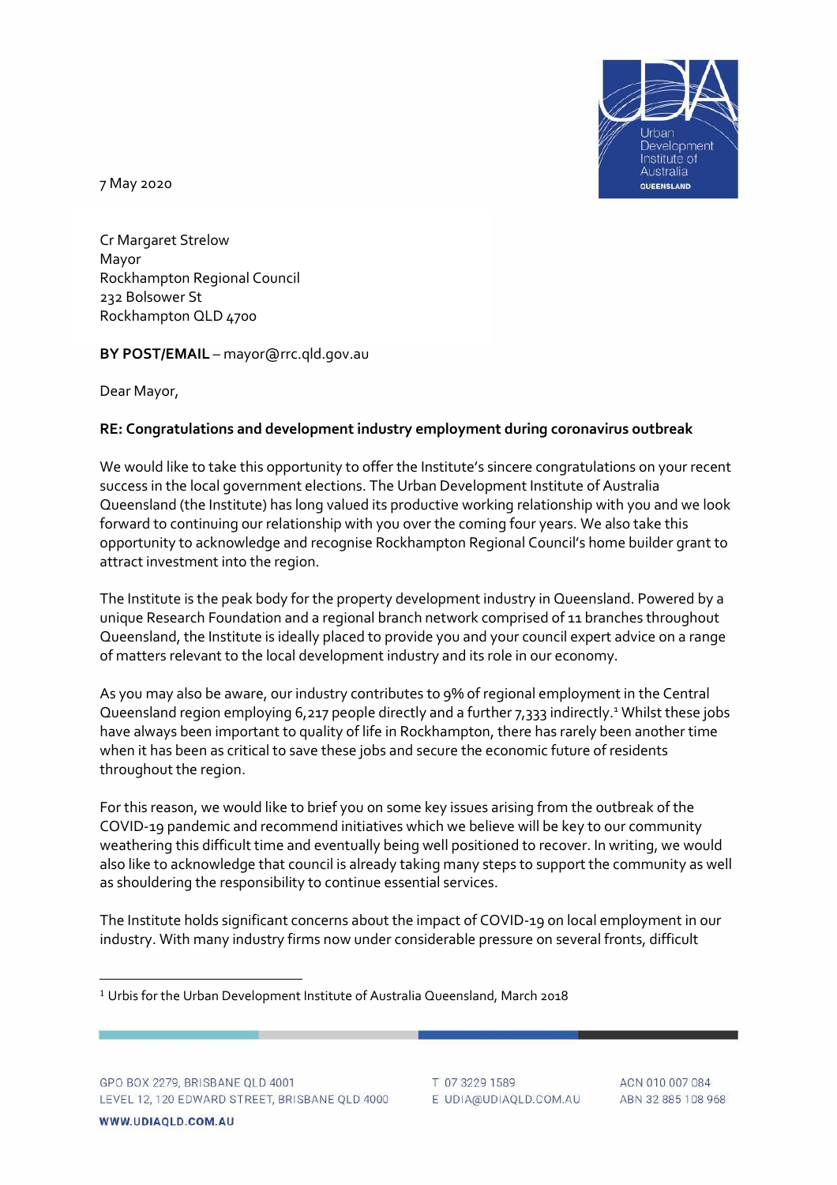7 May 2020

Cr Margaret Strelow
Mayor
Rockhampton Regional Council
232 Bolsower St
Rockhampton QLD 4700

**BY POST/EMAIL** – mayor@rrc.qld.gov.au

Dear Mayor,

**RE: Congratulations and development industry employment during coronavirus outbreak**

We would like to take this opportunity to offer the Institute's sincere congratulations on your recent success in the local government elections. The Urban Development Institute of Australia Queensland (the Institute) has long valued its productive working relationship with you and we look forward to continuing our relationship with you over the coming four years. We also take this opportunity to acknowledge and recognise Rockhampton Regional Council's home builder grant to attract investment into the region.

The Institute is the peak body for the property development industry in Queensland. Powered by a unique Research Foundation and a regional branch network comprised of 11 branches throughout Queensland, the Institute is ideally placed to provide you and your council expert advice on a range of matters relevant to the local development industry and its role in our economy.

As you may also be aware, our industry contributes to 9% of regional employment in the Central Queensland region employing 6,217 people directly and a further 7,333 indirectly.[1] Whilst these jobs have always been important to quality of life in Rockhampton, there has rarely been another time when it has been as critical to save these jobs and secure the economic future of residents throughout the region.

For this reason, we would like to brief you on some key issues arising from the outbreak of the COVID-19 pandemic and recommend initiatives which we believe will be key to our community weathering this difficult time and eventually being well positioned to recover. In writing, we would also like to acknowledge that council is already taking many steps to support the community as well as shouldering the responsibility to continue essential services.

The Institute holds significant concerns about the impact of COVID-19 on local employment in our industry. With many industry firms now under considerable pressure on several fronts, difficult

[1] Urbis for the Urban Development Institute of Australia Queensland, March 2018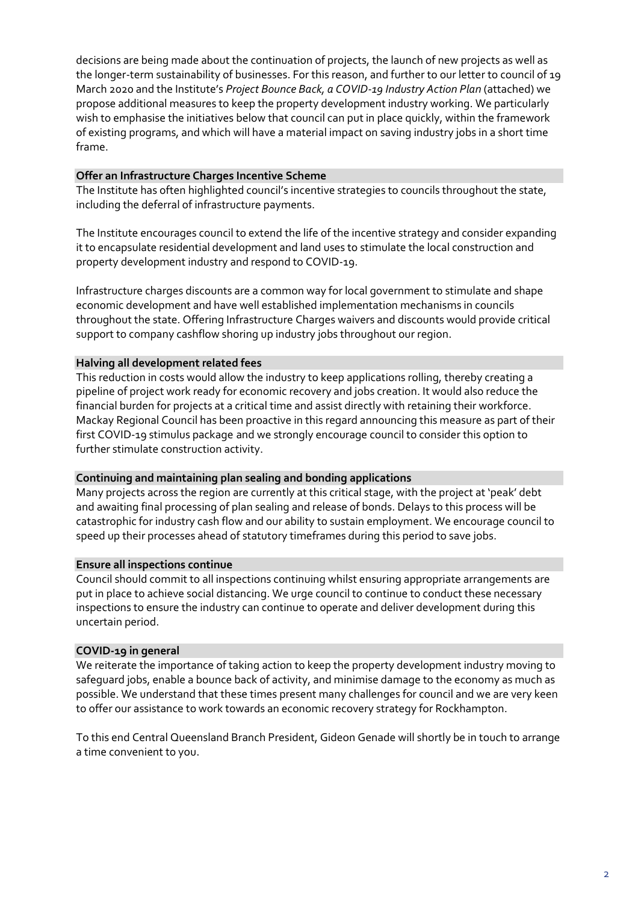decisions are being made about the continuation of projects, the launch of new projects as well as the longer-term sustainability of businesses. For this reason, and further to our letter to council of 19 March 2020 and the Institute's *Project Bounce Back, a COVID-19 Industry Action Plan* (attached) we propose additional measures to keep the property development industry working. We particularly wish to emphasise the initiatives below that council can put in place quickly, within the framework of existing programs, and which will have a material impact on saving industry jobs in a short time frame.

**Offer an Infrastructure Charges Incentive Scheme**

The Institute has often highlighted council's incentive strategies to councils throughout the state, including the deferral of infrastructure payments.

The Institute encourages council to extend the life of the incentive strategy and consider expanding it to encapsulate residential development and land uses to stimulate the local construction and property development industry and respond to COVID-19.

Infrastructure charges discounts are a common way for local government to stimulate and shape economic development and have well established implementation mechanisms in councils throughout the state. Offering Infrastructure Charges waivers and discounts would provide critical support to company cashflow shoring up industry jobs throughout our region.

**Halving all development related fees**

This reduction in costs would allow the industry to keep applications rolling, thereby creating a pipeline of project work ready for economic recovery and jobs creation. It would also reduce the financial burden for projects at a critical time and assist directly with retaining their workforce. Mackay Regional Council has been proactive in this regard announcing this measure as part of their first COVID-19 stimulus package and we strongly encourage council to consider this option to further stimulate construction activity.

**Continuing and maintaining plan sealing and bonding applications**

Many projects across the region are currently at this critical stage, with the project at 'peak' debt and awaiting final processing of plan sealing and release of bonds. Delays to this process will be catastrophic for industry cash flow and our ability to sustain employment. We encourage council to speed up their processes ahead of statutory timeframes during this period to save jobs.

**Ensure all inspections continue**

Council should commit to all inspections continuing whilst ensuring appropriate arrangements are put in place to achieve social distancing. We urge council to continue to conduct these necessary inspections to ensure the industry can continue to operate and deliver development during this uncertain period.

**COVID-19 in general**

We reiterate the importance of taking action to keep the property development industry moving to safeguard jobs, enable a bounce back of activity, and minimise damage to the economy as much as possible. We understand that these times present many challenges for council and we are very keen to offer our assistance to work towards an economic recovery strategy for Rockhampton.

To this end Central Queensland Branch President, Gideon Genade will shortly be in touch to arrange a time convenient to you.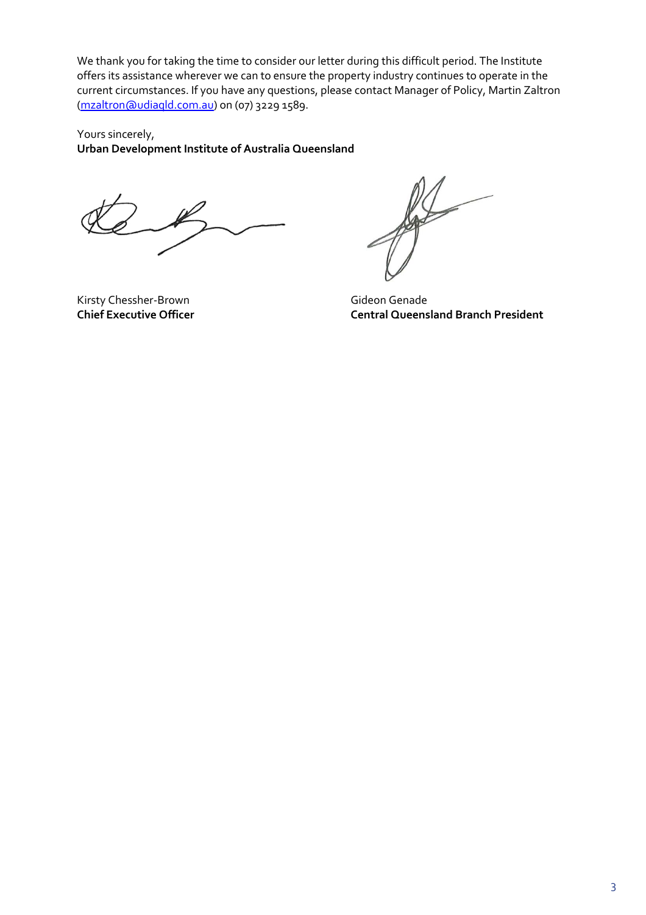We thank you for taking the time to consider our letter during this difficult period. The Institute offers its assistance wherever we can to ensure the property industry continues to operate in the current circumstances. If you have any questions, please contact Manager of Policy, Martin Zaltron (mzaltron@udiaqld.com.au) on (07) 3229 1589.

Yours sincerely,
**Urban Development Institute of Australia Queensland**

Kirsty Chessher-Brown
**Chief Executive Officer**

Gideon Genade
**Central Queensland Branch President**